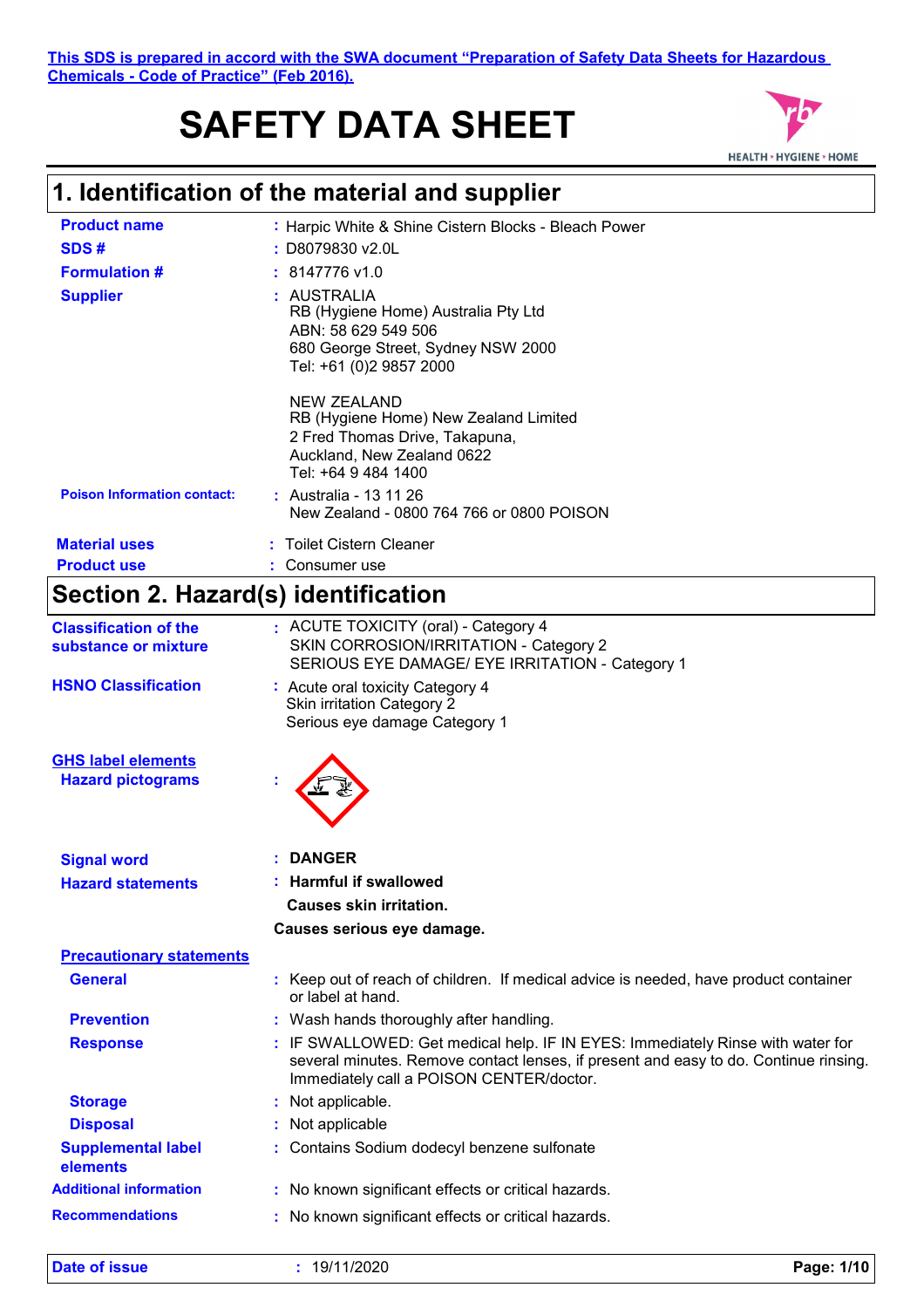This SDS is prepared in accord with the SWA document "Preparation of Safety Data Sheets for Hazardous Chemicals - Code of Practice" (Feb 2016).

# SAFETY DATA SHEET

## 1. Identification of the material and supplier

**Product name** : Harpic White & Shine Cistern Blocks - Bleach Power

**SDS #** : D8079830 v2.0L

**Formulation #** : 8147776 v1.0

**Supplier** : AUSTRALIA
RB (Hygiene Home) Australia Pty Ltd
ABN: 58 629 549 506
680 George Street, Sydney NSW 2000
Tel: +61 (0)2 9857 2000

NEW ZEALAND
RB (Hygiene Home) New Zealand Limited
2 Fred Thomas Drive, Takapuna,
Auckland, New Zealand 0622
Tel: +64 9 484 1400

**Poison Information contact:** : Australia - 13 11 26
New Zealand - 0800 764 766 or 0800 POISON

**Material uses** : Toilet Cistern Cleaner

**Product use** : Consumer use

## Section 2. Hazard(s) identification

**Classification of the substance or mixture** : ACUTE TOXICITY (oral) - Category 4
SKIN CORROSION/IRRITATION - Category 2
SERIOUS EYE DAMAGE/ EYE IRRITATION - Category 1

**HSNO Classification** : Acute oral toxicity Category 4
Skin irritation Category 2
Serious eye damage Category 1

**GHS label elements**

**Hazard pictograms** :

**Signal word** : **DANGER**

**Hazard statements** : **Harmful if swallowed**
**Causes skin irritation.**
**Causes serious eye damage.**

**Precautionary statements**

**General** : Keep out of reach of children. If medical advice is needed, have product container or label at hand.

**Prevention** : Wash hands thoroughly after handling.

**Response** : IF SWALLOWED: Get medical help. IF IN EYES: Immediately Rinse with water for several minutes. Remove contact lenses, if present and easy to do. Continue rinsing. Immediately call a POISON CENTER/doctor.

**Storage** : Not applicable.

**Disposal** : Not applicable

**Supplemental label elements** : Contains Sodium dodecyl benzene sulfonate

**Additional information** : No known significant effects or critical hazards.

**Recommendations** : No known significant effects or critical hazards.

**Date of issue** : 19/11/2020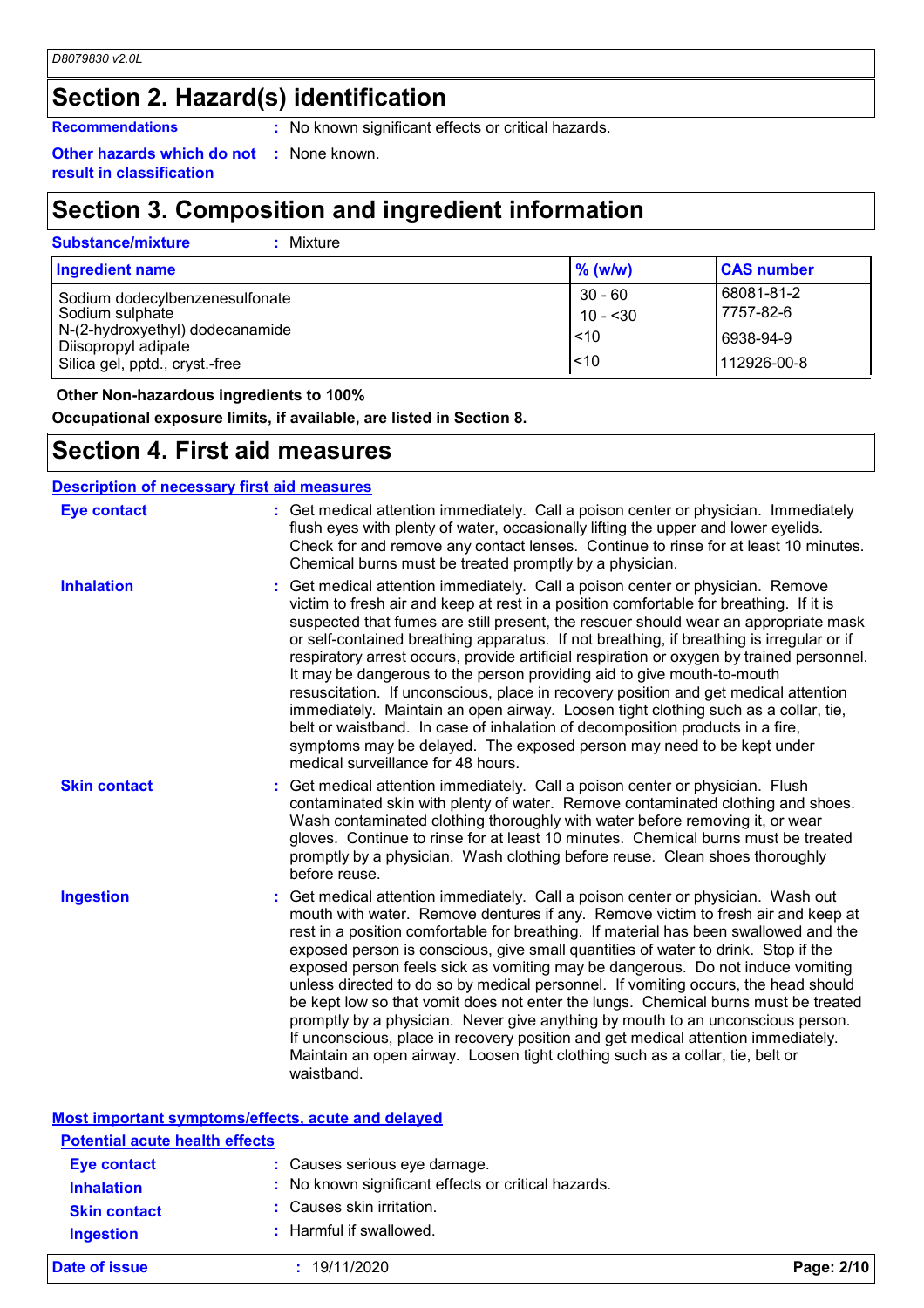# Section 2. Hazard(s) identification

**Recommendations** : No known significant effects or critical hazards.

**Other hazards which do not result in classification** : None known.

# Section 3. Composition and ingredient information

**Substance/mixture** : Mixture

| Ingredient name | % (w/w) | CAS number |
|---|---|---|
| Sodium dodecylbenzenesulfonate | 30 - 60 | 68081-81-2 |
| Sodium sulphate | 10 - <30 | 7757-82-6 |
| N-(2-hydroxyethyl) dodecanamide | | |
| Diisopropyl adipate | <10 | 6938-94-9 |
| Silica gel, pptd., cryst.-free | <10 | 112926-00-8 |

**Other Non-hazardous ingredients to 100%**

**Occupational exposure limits, if available, are listed in Section 8.**

# Section 4. First aid measures

## Description of necessary first aid measures

**Eye contact** : Get medical attention immediately. Call a poison center or physician. Immediately flush eyes with plenty of water, occasionally lifting the upper and lower eyelids. Check for and remove any contact lenses. Continue to rinse for at least 10 minutes. Chemical burns must be treated promptly by a physician.

**Inhalation** : Get medical attention immediately. Call a poison center or physician. Remove victim to fresh air and keep at rest in a position comfortable for breathing. If it is suspected that fumes are still present, the rescuer should wear an appropriate mask or self-contained breathing apparatus. If not breathing, if breathing is irregular or if respiratory arrest occurs, provide artificial respiration or oxygen by trained personnel. It may be dangerous to the person providing aid to give mouth-to-mouth resuscitation. If unconscious, place in recovery position and get medical attention immediately. Maintain an open airway. Loosen tight clothing such as a collar, tie, belt or waistband. In case of inhalation of decomposition products in a fire, symptoms may be delayed. The exposed person may need to be kept under medical surveillance for 48 hours.

**Skin contact** : Get medical attention immediately. Call a poison center or physician. Flush contaminated skin with plenty of water. Remove contaminated clothing and shoes. Wash contaminated clothing thoroughly with water before removing it, or wear gloves. Continue to rinse for at least 10 minutes. Chemical burns must be treated promptly by a physician. Wash clothing before reuse. Clean shoes thoroughly before reuse.

**Ingestion** : Get medical attention immediately. Call a poison center or physician. Wash out mouth with water. Remove dentures if any. Remove victim to fresh air and keep at rest in a position comfortable for breathing. If material has been swallowed and the exposed person is conscious, give small quantities of water to drink. Stop if the exposed person feels sick as vomiting may be dangerous. Do not induce vomiting unless directed to do so by medical personnel. If vomiting occurs, the head should be kept low so that vomit does not enter the lungs. Chemical burns must be treated promptly by a physician. Never give anything by mouth to an unconscious person. If unconscious, place in recovery position and get medical attention immediately. Maintain an open airway. Loosen tight clothing such as a collar, tie, belt or waistband.

## Most important symptoms/effects, acute and delayed

### Potential acute health effects

**Eye contact** : Causes serious eye damage.

**Inhalation** : No known significant effects or critical hazards.

**Skin contact** : Causes skin irritation.

**Ingestion** : Harmful if swallowed.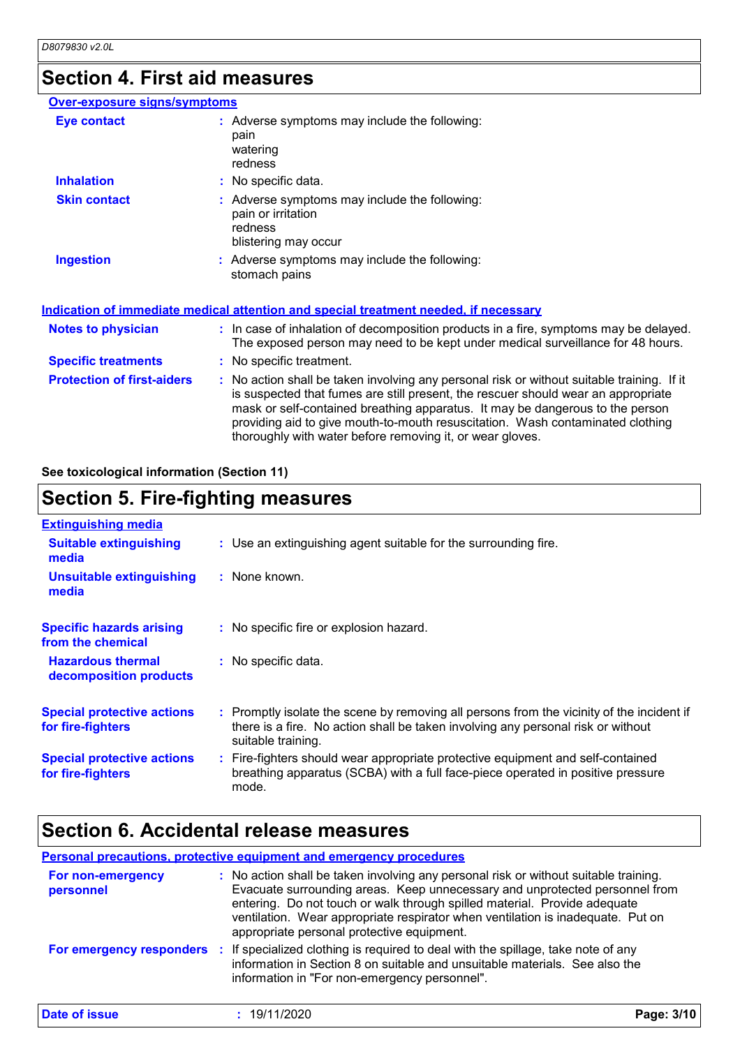# Section 4. First aid measures

### Over-exposure signs/symptoms

| | |
|---|---|
| **Eye contact** | : Adverse symptoms may include the following:<br>pain<br>watering<br>redness |
| **Inhalation** | : No specific data. |
| **Skin contact** | : Adverse symptoms may include the following:<br>pain or irritation<br>redness<br>blistering may occur |
| **Ingestion** | : Adverse symptoms may include the following:<br>stomach pains |

### Indication of immediate medical attention and special treatment needed, if necessary

| | |
|---|---|
| **Notes to physician** | : In case of inhalation of decomposition products in a fire, symptoms may be delayed. The exposed person may need to be kept under medical surveillance for 48 hours. |
| **Specific treatments** | : No specific treatment. |
| **Protection of first-aiders** | : No action shall be taken involving any personal risk or without suitable training. If it is suspected that fumes are still present, the rescuer should wear an appropriate mask or self-contained breathing apparatus. It may be dangerous to the person providing aid to give mouth-to-mouth resuscitation. Wash contaminated clothing thoroughly with water before removing it, or wear gloves. |

**See toxicological information (Section 11)**

# Section 5. Fire-fighting measures

### Extinguishing media

| | |
|---|---|
| **Suitable extinguishing media** | : Use an extinguishing agent suitable for the surrounding fire. |
| **Unsuitable extinguishing media** | : None known. |
| **Specific hazards arising from the chemical** | : No specific fire or explosion hazard. |
| **Hazardous thermal decomposition products** | : No specific data. |
| **Special protective actions for fire-fighters** | : Promptly isolate the scene by removing all persons from the vicinity of the incident if there is a fire. No action shall be taken involving any personal risk or without suitable training. |
| **Special protective actions for fire-fighters** | : Fire-fighters should wear appropriate protective equipment and self-contained breathing apparatus (SCBA) with a full face-piece operated in positive pressure mode. |

# Section 6. Accidental release measures

### Personal precautions, protective equipment and emergency procedures

| | |
|---|---|
| **For non-emergency personnel** | : No action shall be taken involving any personal risk or without suitable training. Evacuate surrounding areas. Keep unnecessary and unprotected personnel from entering. Do not touch or walk through spilled material. Provide adequate ventilation. Wear appropriate respirator when ventilation is inadequate. Put on appropriate personal protective equipment. |
| **For emergency responders** | : If specialized clothing is required to deal with the spillage, take note of any information in Section 8 on suitable and unsuitable materials. See also the information in "For non-emergency personnel". |

**Date of issue** : 19/11/2020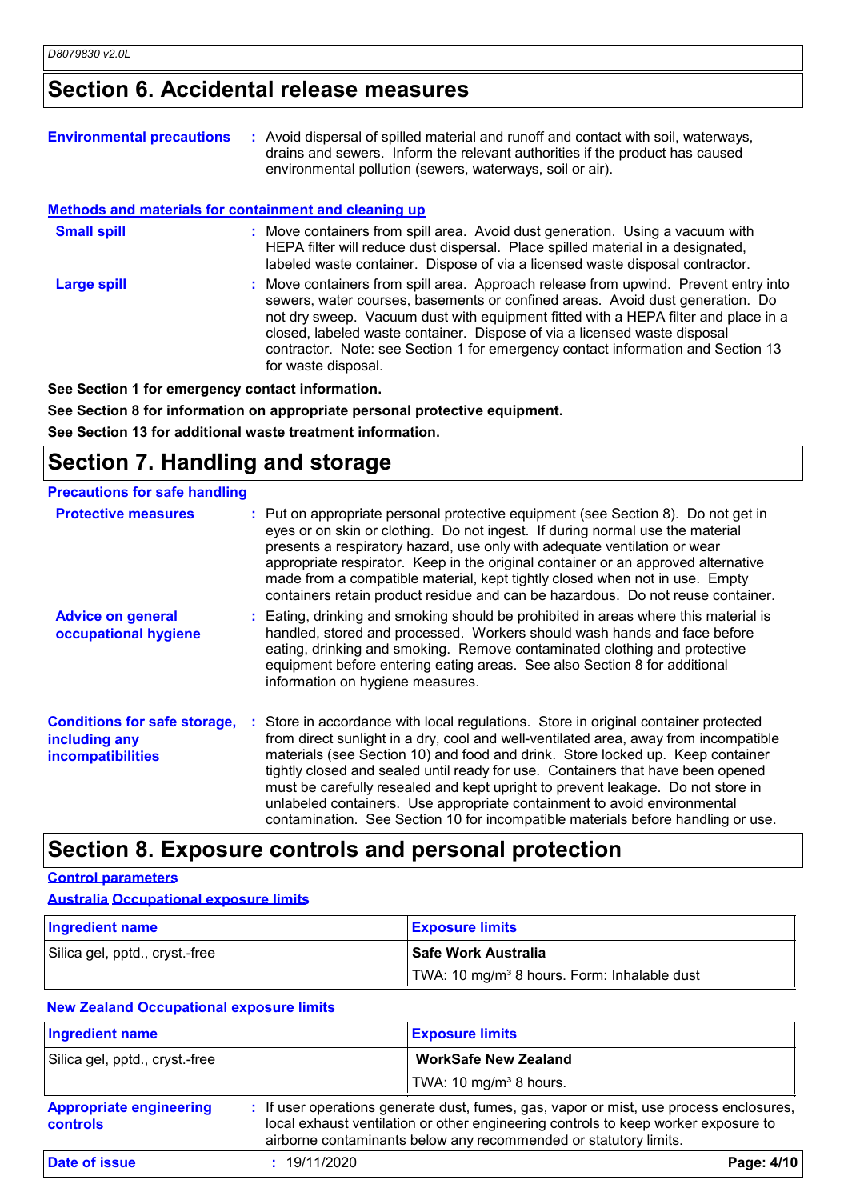## Section 6. Accidental release measures

**Environmental precautions** : Avoid dispersal of spilled material and runoff and contact with soil, waterways, drains and sewers. Inform the relevant authorities if the product has caused environmental pollution (sewers, waterways, soil or air).

### Methods and materials for containment and cleaning up

**Small spill** : Move containers from spill area. Avoid dust generation. Using a vacuum with HEPA filter will reduce dust dispersal. Place spilled material in a designated, labeled waste container. Dispose of via a licensed waste disposal contractor.

**Large spill** : Move containers from spill area. Approach release from upwind. Prevent entry into sewers, water courses, basements or confined areas. Avoid dust generation. Do not dry sweep. Vacuum dust with equipment fitted with a HEPA filter and place in a closed, labeled waste container. Dispose of via a licensed waste disposal contractor. Note: see Section 1 for emergency contact information and Section 13 for waste disposal.

**See Section 1 for emergency contact information.**

**See Section 8 for information on appropriate personal protective equipment.**

**See Section 13 for additional waste treatment information.**

## Section 7. Handling and storage

### Precautions for safe handling

**Protective measures** : Put on appropriate personal protective equipment (see Section 8). Do not get in eyes or on skin or clothing. Do not ingest. If during normal use the material presents a respiratory hazard, use only with adequate ventilation or wear appropriate respirator. Keep in the original container or an approved alternative made from a compatible material, kept tightly closed when not in use. Empty containers retain product residue and can be hazardous. Do not reuse container.

**Advice on general occupational hygiene** : Eating, drinking and smoking should be prohibited in areas where this material is handled, stored and processed. Workers should wash hands and face before eating, drinking and smoking. Remove contaminated clothing and protective equipment before entering eating areas. See also Section 8 for additional information on hygiene measures.

**Conditions for safe storage, including any incompatibilities** : Store in accordance with local regulations. Store in original container protected from direct sunlight in a dry, cool and well-ventilated area, away from incompatible materials (see Section 10) and food and drink. Store locked up. Keep container tightly closed and sealed until ready for use. Containers that have been opened must be carefully resealed and kept upright to prevent leakage. Do not store in unlabeled containers. Use appropriate containment to avoid environmental contamination. See Section 10 for incompatible materials before handling or use.

## Section 8. Exposure controls and personal protection

### Control parameters

#### Australia Occupational exposure limits

| Ingredient name | Exposure limits |
|---|---|
| Silica gel, pptd., cryst.-free | **Safe Work Australia** |
| | TWA: 10 mg/m³ 8 hours. Form: Inhalable dust |

#### New Zealand Occupational exposure limits

| Ingredient name | Exposure limits |
|---|---|
| Silica gel, pptd., cryst.-free | **WorkSafe New Zealand** |
| | TWA: 10 mg/m³ 8 hours. |

**Appropriate engineering controls** : If user operations generate dust, fumes, gas, vapor or mist, use process enclosures, local exhaust ventilation or other engineering controls to keep worker exposure to airborne contaminants below any recommended or statutory limits.

**Date of issue** : 19/11/2020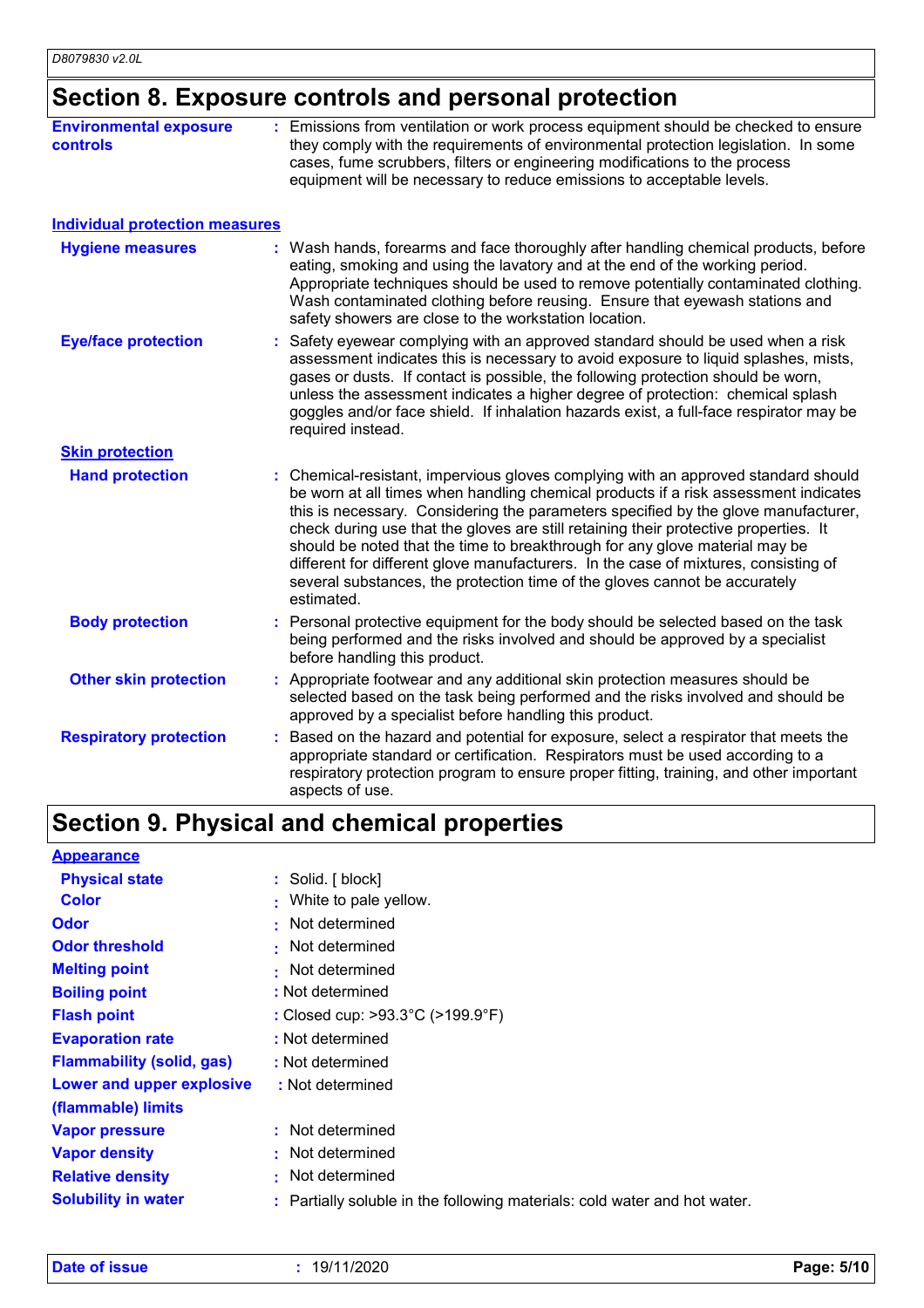## Section 8. Exposure controls and personal protection

**Environmental exposure controls** : Emissions from ventilation or work process equipment should be checked to ensure they comply with the requirements of environmental protection legislation. In some cases, fume scrubbers, filters or engineering modifications to the process equipment will be necessary to reduce emissions to acceptable levels.

### Individual protection measures

**Hygiene measures** : Wash hands, forearms and face thoroughly after handling chemical products, before eating, smoking and using the lavatory and at the end of the working period. Appropriate techniques should be used to remove potentially contaminated clothing. Wash contaminated clothing before reusing. Ensure that eyewash stations and safety showers are close to the workstation location.

**Eye/face protection** : Safety eyewear complying with an approved standard should be used when a risk assessment indicates this is necessary to avoid exposure to liquid splashes, mists, gases or dusts. If contact is possible, the following protection should be worn, unless the assessment indicates a higher degree of protection: chemical splash goggles and/or face shield. If inhalation hazards exist, a full-face respirator may be required instead.

#### Skin protection

**Hand protection** : Chemical-resistant, impervious gloves complying with an approved standard should be worn at all times when handling chemical products if a risk assessment indicates this is necessary. Considering the parameters specified by the glove manufacturer, check during use that the gloves are still retaining their protective properties. It should be noted that the time to breakthrough for any glove material may be different for different glove manufacturers. In the case of mixtures, consisting of several substances, the protection time of the gloves cannot be accurately estimated.

**Body protection** : Personal protective equipment for the body should be selected based on the task being performed and the risks involved and should be approved by a specialist before handling this product.

**Other skin protection** : Appropriate footwear and any additional skin protection measures should be selected based on the task being performed and the risks involved and should be approved by a specialist before handling this product.

**Respiratory protection** : Based on the hazard and potential for exposure, select a respirator that meets the appropriate standard or certification. Respirators must be used according to a respiratory protection program to ensure proper fitting, training, and other important aspects of use.

## Section 9. Physical and chemical properties

### Appearance

**Physical state** : Solid. [ block]

**Color** : White to pale yellow.

**Odor** : Not determined

**Odor threshold** : Not determined

**Melting point** : Not determined

**Boiling point** : Not determined

**Flash point** : Closed cup: >93.3°C (>199.9°F)

**Evaporation rate** : Not determined

**Flammability (solid, gas)** : Not determined

**Lower and upper explosive (flammable) limits** : Not determined

**Vapor pressure** : Not determined

**Vapor density** : Not determined

**Relative density** : Not determined

**Solubility in water** : Partially soluble in the following materials: cold water and hot water.

**Date of issue** : 19/11/2020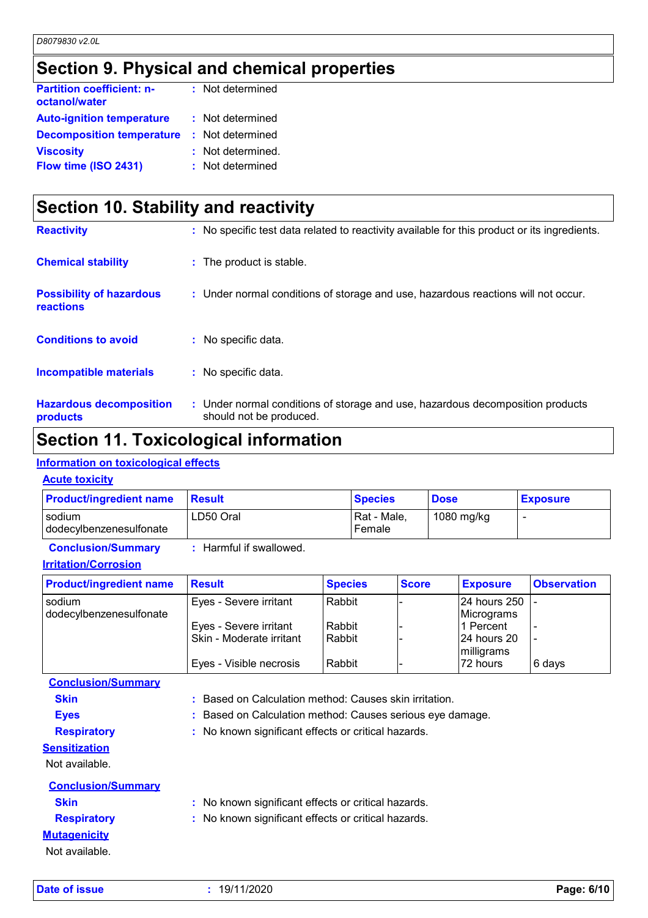## Section 9. Physical and chemical properties

**Partition coefficient: n-octanol/water** : Not determined

**Auto-ignition temperature** : Not determined

**Decomposition temperature** : Not determined

**Viscosity** : Not determined.

**Flow time (ISO 2431)** : Not determined

## Section 10. Stability and reactivity

**Reactivity** : No specific test data related to reactivity available for this product or its ingredients.

**Chemical stability** : The product is stable.

**Possibility of hazardous reactions** : Under normal conditions of storage and use, hazardous reactions will not occur.

**Conditions to avoid** : No specific data.

**Incompatible materials** : No specific data.

**Hazardous decomposition products** : Under normal conditions of storage and use, hazardous decomposition products should not be produced.

## Section 11. Toxicological information

### Information on toxicological effects

#### Acute toxicity

| Product/ingredient name | Result | Species | Dose | Exposure |
|---|---|---|---|---|
| sodium dodecylbenzenesulfonate | LD50 Oral | Rat - Male, Female | 1080 mg/kg | - |

**Conclusion/Summary** : Harmful if swallowed.

#### Irritation/Corrosion

| Product/ingredient name | Result | Species | Score | Exposure | Observation |
|---|---|---|---|---|---|
| sodium dodecylbenzenesulfonate | Eyes - Severe irritant | Rabbit | - | 24 hours 250 Micrograms | - |
| | Eyes - Severe irritant | Rabbit | - | 1 Percent | - |
| | Skin - Moderate irritant | Rabbit | - | 24 hours 20 milligrams | - |
| | Eyes - Visible necrosis | Rabbit | - | 72 hours | 6 days |

**Conclusion/Summary**

**Skin** : Based on Calculation method: Causes skin irritation.

**Eyes** : Based on Calculation method: Causes serious eye damage.

**Respiratory** : No known significant effects or critical hazards.

#### Sensitization

Not available.

**Conclusion/Summary**

**Skin** : No known significant effects or critical hazards.

**Respiratory** : No known significant effects or critical hazards.

#### Mutagenicity

Not available.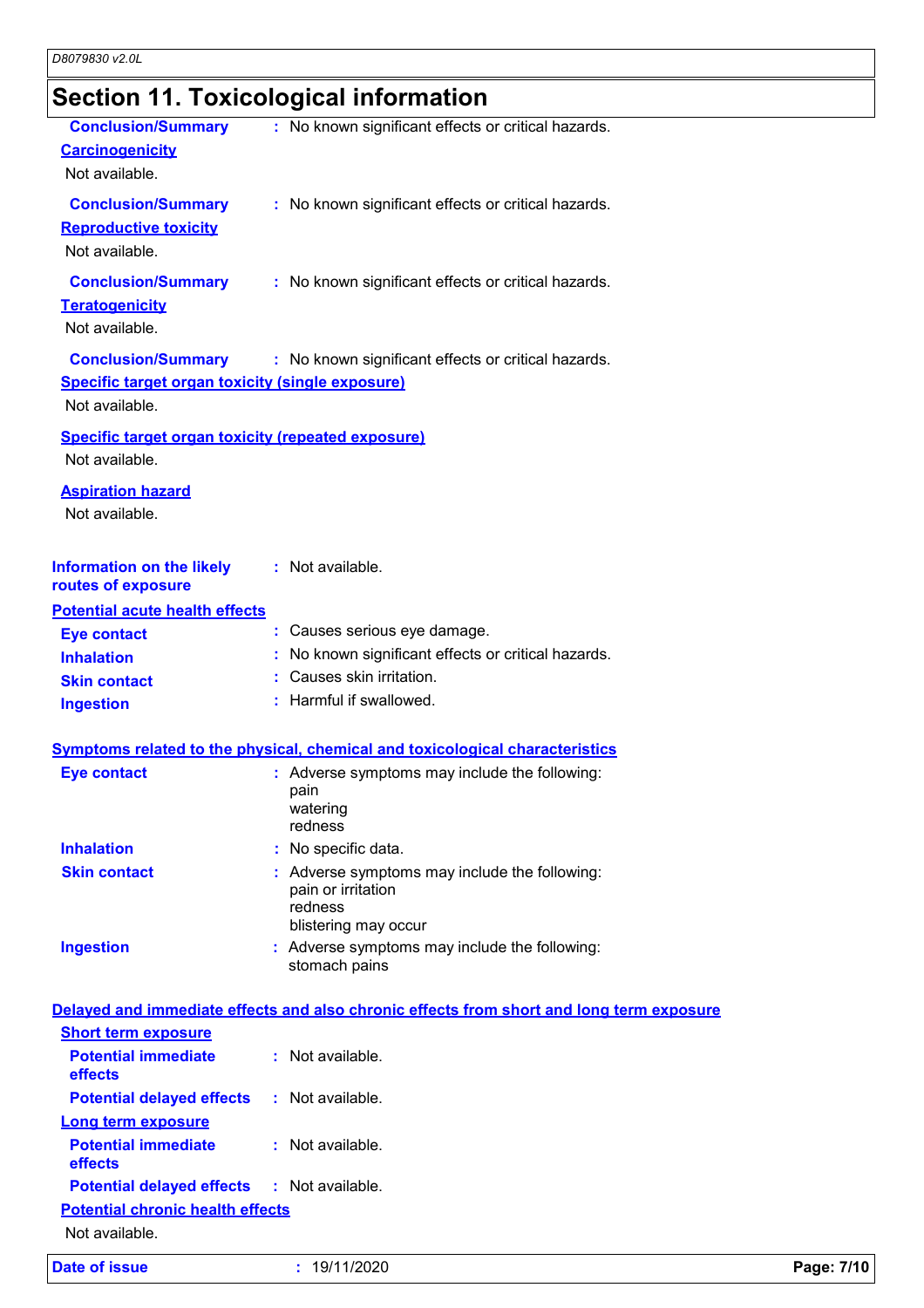## Section 11. Toxicological information

**Conclusion/Summary** : No known significant effects or critical hazards.

### Carcinogenicity

Not available.

**Conclusion/Summary** : No known significant effects or critical hazards.

### Reproductive toxicity

Not available.

**Conclusion/Summary** : No known significant effects or critical hazards.

### Teratogenicity

Not available.

**Conclusion/Summary** : No known significant effects or critical hazards.

### Specific target organ toxicity (single exposure)

Not available.

### Specific target organ toxicity (repeated exposure)

Not available.

### Aspiration hazard

Not available.

**Information on the likely routes of exposure** : Not available.

### Potential acute health effects

**Eye contact** : Causes serious eye damage.

**Inhalation** : No known significant effects or critical hazards.

**Skin contact** : Causes skin irritation.

**Ingestion** : Harmful if swallowed.

### Symptoms related to the physical, chemical and toxicological characteristics

**Eye contact** : Adverse symptoms may include the following:
pain
watering
redness

**Inhalation** : No specific data.

**Skin contact** : Adverse symptoms may include the following:
pain or irritation
redness
blistering may occur

**Ingestion** : Adverse symptoms may include the following:
stomach pains

### Delayed and immediate effects and also chronic effects from short and long term exposure

#### Short term exposure

**Potential immediate effects** : Not available.

**Potential delayed effects** : Not available.

#### Long term exposure

**Potential immediate effects** : Not available.

**Potential delayed effects** : Not available.

#### Potential chronic health effects

Not available.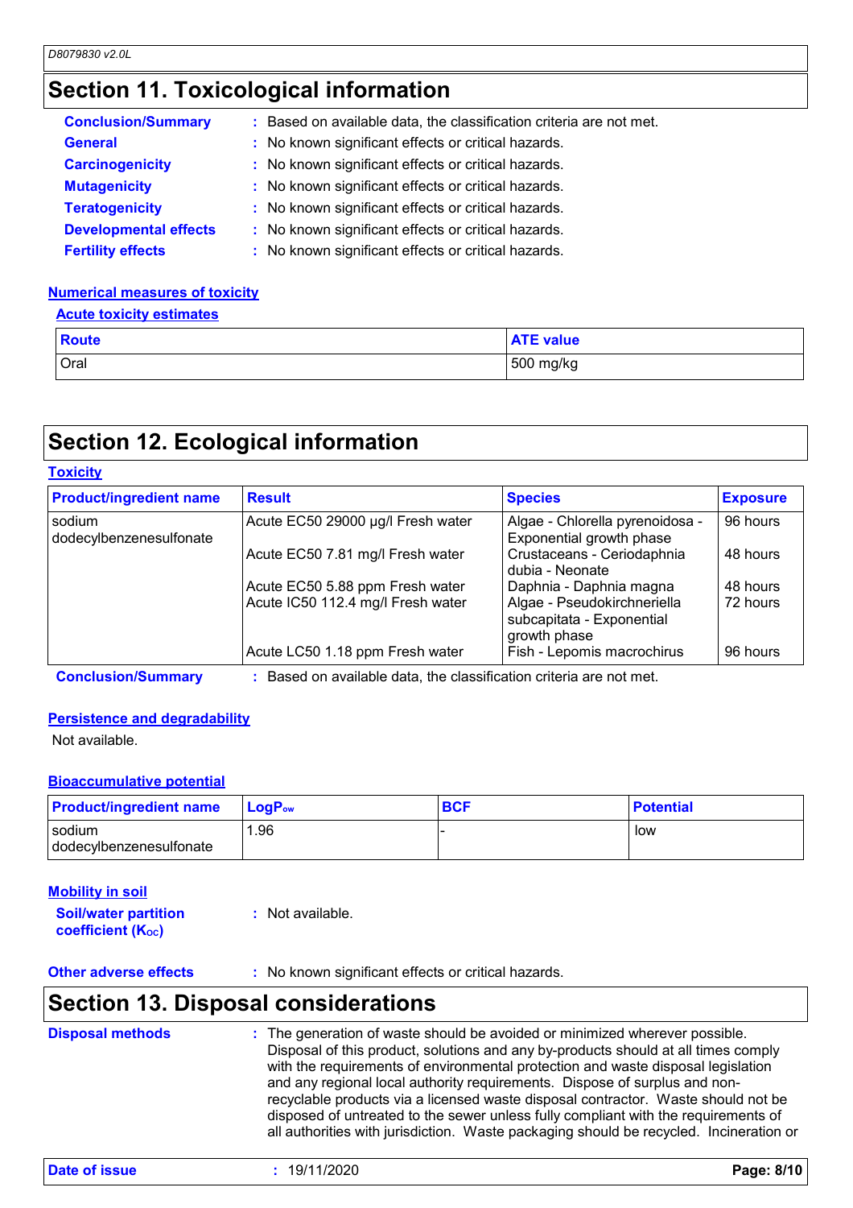# Section 11. Toxicological information

**Conclusion/Summary** : Based on available data, the classification criteria are not met.

**General** : No known significant effects or critical hazards.

**Carcinogenicity** : No known significant effects or critical hazards.

**Mutagenicity** : No known significant effects or critical hazards.

**Teratogenicity** : No known significant effects or critical hazards.

**Developmental effects** : No known significant effects or critical hazards.

**Fertility effects** : No known significant effects or critical hazards.

### Numerical measures of toxicity

#### Acute toxicity estimates

| Route | ATE value |
|---|---|
| Oral | 500 mg/kg |

# Section 12. Ecological information

### Toxicity

| Product/ingredient name | Result | Species | Exposure |
|---|---|---|---|
| sodium dodecylbenzenesulfonate | Acute EC50 29000 µg/l Fresh water | Algae - Chlorella pyrenoidosa - Exponential growth phase | 96 hours |
| | Acute EC50 7.81 mg/l Fresh water | Crustaceans - Ceriodaphnia dubia - Neonate | 48 hours |
| | Acute EC50 5.88 ppm Fresh water | Daphnia - Daphnia magna | 48 hours |
| | Acute IC50 112.4 mg/l Fresh water | Algae - Pseudokirchneriella subcapitata - Exponential growth phase | 72 hours |
| | Acute LC50 1.18 ppm Fresh water | Fish - Lepomis macrochirus | 96 hours |

**Conclusion/Summary** : Based on available data, the classification criteria are not met.

### Persistence and degradability

Not available.

### Bioaccumulative potential

| Product/ingredient name | $LogP_{ow}$ | BCF | Potential |
|---|---|---|---|
| sodium dodecylbenzenesulfonate | 1.96 | - | low |

### Mobility in soil

**Soil/water partition coefficient ($K_{OC}$)** : Not available.

**Other adverse effects** : No known significant effects or critical hazards.

# Section 13. Disposal considerations

**Disposal methods** : The generation of waste should be avoided or minimized wherever possible. Disposal of this product, solutions and any by-products should at all times comply with the requirements of environmental protection and waste disposal legislation and any regional local authority requirements. Dispose of surplus and non-recyclable products via a licensed waste disposal contractor. Waste should not be disposed of untreated to the sewer unless fully compliant with the requirements of all authorities with jurisdiction. Waste packaging should be recycled. Incineration or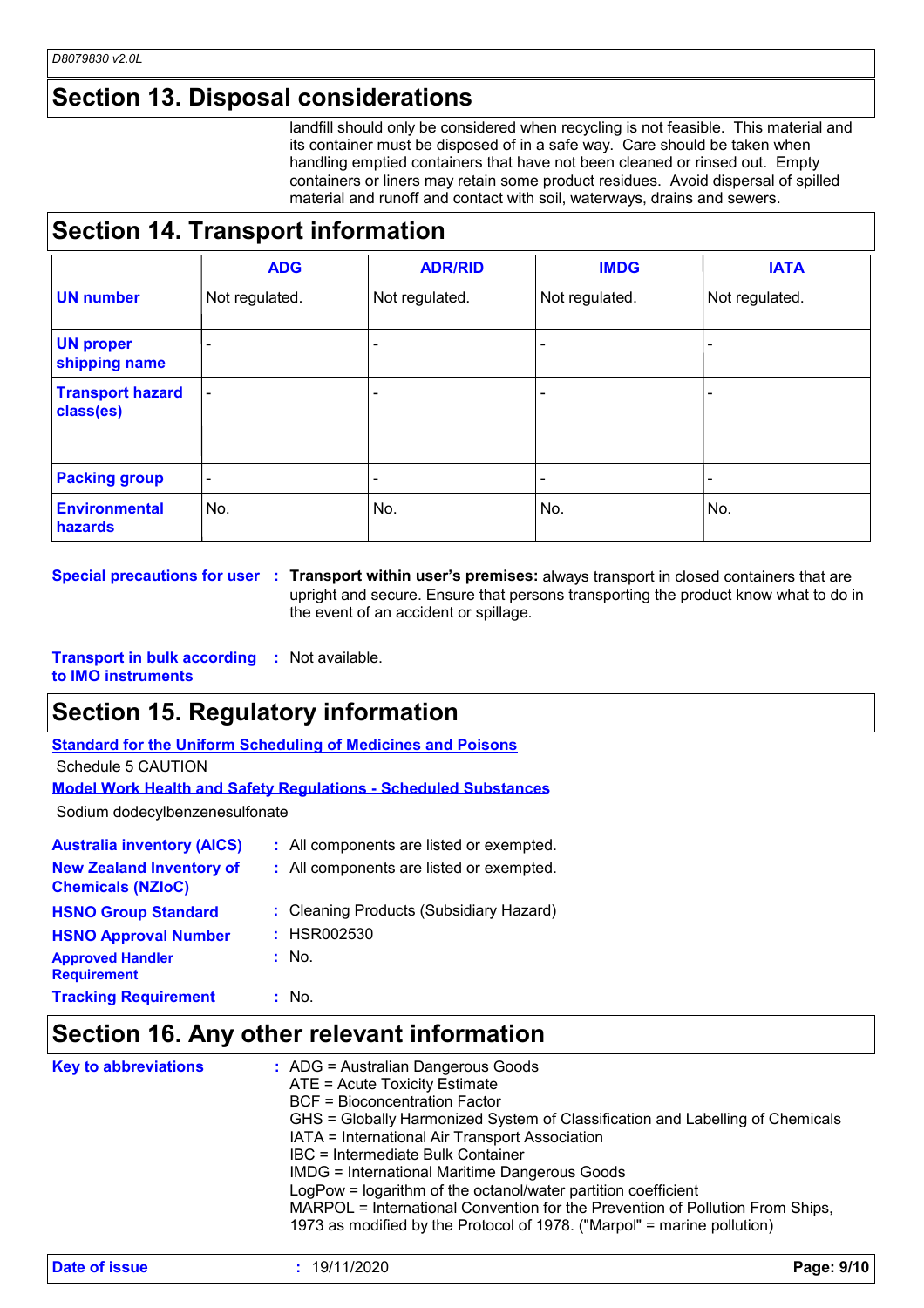## Section 13. Disposal considerations

landfill should only be considered when recycling is not feasible. This material and its container must be disposed of in a safe way. Care should be taken when handling emptied containers that have not been cleaned or rinsed out. Empty containers or liners may retain some product residues. Avoid dispersal of spilled material and runoff and contact with soil, waterways, drains and sewers.

## Section 14. Transport information

| | ADG | ADR/RID | IMDG | IATA |
|---|---|---|---|---|
| **UN number** | Not regulated. | Not regulated. | Not regulated. | Not regulated. |
| **UN proper shipping name** | - | - | - | - |
| **Transport hazard class(es)** | - | - | - | - |
| **Packing group** | - | - | - | - |
| **Environmental hazards** | No. | No. | No. | No. |

**Special precautions for user** : **Transport within user's premises:** always transport in closed containers that are upright and secure. Ensure that persons transporting the product know what to do in the event of an accident or spillage.

**Transport in bulk according to IMO instruments** : Not available.

## Section 15. Regulatory information

**Standard for the Uniform Scheduling of Medicines and Poisons**

Schedule 5 CAUTION

**Model Work Health and Safety Regulations - Scheduled Substances**

Sodium dodecylbenzenesulfonate

**Australia inventory (AICS)** : All components are listed or exempted.

**New Zealand Inventory of Chemicals (NZIoC)** : All components are listed or exempted.

**HSNO Group Standard** : Cleaning Products (Subsidiary Hazard)

**HSNO Approval Number** : HSR002530

**Approved Handler Requirement** : No.

**Tracking Requirement** : No.

## Section 16. Any other relevant information

**Key to abbreviations** : ADG = Australian Dangerous Goods
ATE = Acute Toxicity Estimate
BCF = Bioconcentration Factor
GHS = Globally Harmonized System of Classification and Labelling of Chemicals
IATA = International Air Transport Association
IBC = Intermediate Bulk Container
IMDG = International Maritime Dangerous Goods
LogPow = logarithm of the octanol/water partition coefficient
MARPOL = International Convention for the Prevention of Pollution From Ships, 1973 as modified by the Protocol of 1978. ("Marpol" = marine pollution)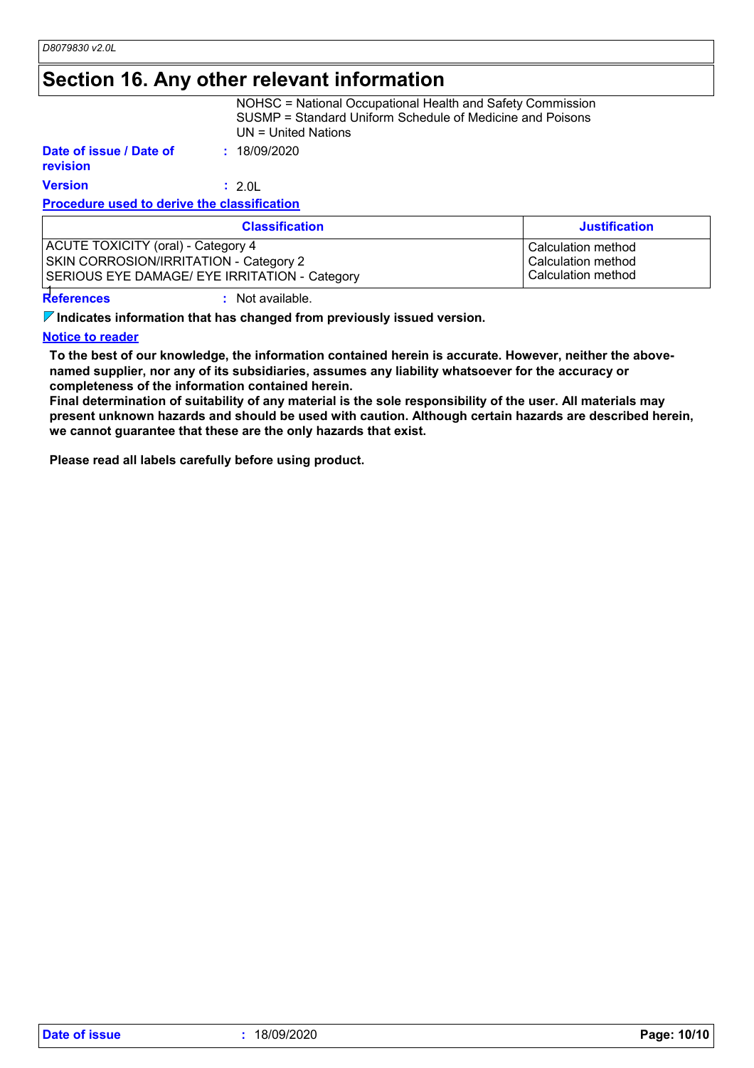## Section 16. Any other relevant information

NOHSC = National Occupational Health and Safety Commission
SUSMP = Standard Uniform Schedule of Medicine and Poisons
UN = United Nations

**Date of issue / Date of revision** : 18/09/2020

**Version** : 2.0L

**Procedure used to derive the classification**

| Classification | Justification |
|---|---|
| ACUTE TOXICITY (oral) - Category 4 | Calculation method |
| SKIN CORROSION/IRRITATION - Category 2 | Calculation method |
| SERIOUS EYE DAMAGE/ EYE IRRITATION - Category 1 | Calculation method |

**References** : Not available.

**Indicates information that has changed from previously issued version.**

**Notice to reader**

**To the best of our knowledge, the information contained herein is accurate. However, neither the above-named supplier, nor any of its subsidiaries, assumes any liability whatsoever for the accuracy or completeness of the information contained herein.**
**Final determination of suitability of any material is the sole responsibility of the user. All materials may present unknown hazards and should be used with caution. Although certain hazards are described herein, we cannot guarantee that these are the only hazards that exist.**

**Please read all labels carefully before using product.**